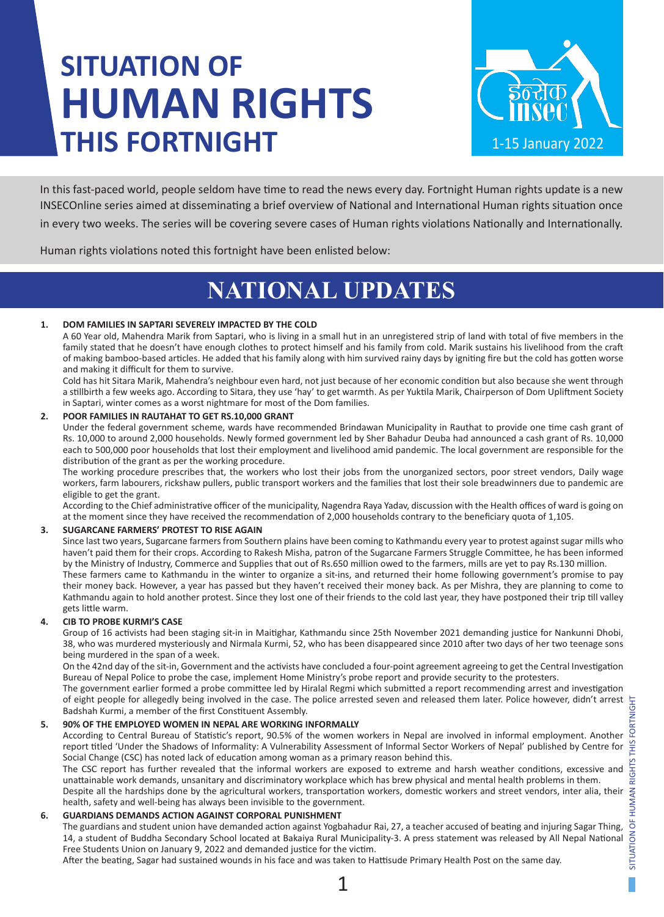# SITUATION OF HUMAN RIGHTS THIS FORTNIGHT

1-15 January 2022

In this fast-paced world, people seldom have time to read the news every day. Fortnight Human rights update is a new INSECOnline series aimed at disseminating a brief overview of National and International Human rights situation once in every two weeks. The series will be covering severe cases of Human rights violations Nationally and Internationally.

Human rights violations noted this fortnight have been enlisted below:

## NATIONAL UPDATES

**1. DOM FAMILIES IN SAPTARI SEVERELY IMPACTED BY THE COLD**

A 60 Year old, Mahendra Marik from Saptari, who is living in a small hut in an unregistered strip of land with total of five members in the family stated that he doesn't have enough clothes to protect himself and his family from cold. Marik sustains his livelihood from the craft of making bamboo-based articles. He added that his family along with him survived rainy days by igniting fire but the cold has gotten worse and making it difficult for them to survive.

Cold has hit Sitara Marik, Mahendra's neighbour even hard, not just because of her economic condition but also because she went through a stillbirth a few weeks ago. According to Sitara, they use 'hay' to get warmth. As per Yuktila Marik, Chairperson of Dom Upliftment Society in Saptari, winter comes as a worst nightmare for most of the Dom families.

**2. POOR FAMILIES IN RAUTAHAT TO GET RS.10,000 GRANT**

Under the federal government scheme, wards have recommended Brindawan Municipality in Rauthat to provide one time cash grant of Rs. 10,000 to around 2,000 households. Newly formed government led by Sher Bahadur Deuba had announced a cash grant of Rs. 10,000 each to 500,000 poor households that lost their employment and livelihood amid pandemic. The local government are responsible for the distribution of the grant as per the working procedure.

The working procedure prescribes that, the workers who lost their jobs from the unorganized sectors, poor street vendors, Daily wage workers, farm labourers, rickshaw pullers, public transport workers and the families that lost their sole breadwinners due to pandemic are eligible to get the grant.

According to the Chief administrative officer of the municipality, Nagendra Raya Yadav, discussion with the Health offices of ward is going on at the moment since they have received the recommendation of 2,000 households contrary to the beneficiary quota of 1,105.

**3. SUGARCANE FARMERS' PROTEST TO RISE AGAIN**

Since last two years, Sugarcane farmers from Southern plains have been coming to Kathmandu every year to protest against sugar mills who haven't paid them for their crops. According to Rakesh Misha, patron of the Sugarcane Farmers Struggle Committee, he has been informed by the Ministry of Industry, Commerce and Supplies that out of Rs.650 million owed to the farmers, mills are yet to pay Rs.130 million.

These farmers came to Kathmandu in the winter to organize a sit-ins, and returned their home following government's promise to pay their money back. However, a year has passed but they haven't received their money back. As per Mishra, they are planning to come to Kathmandu again to hold another protest. Since they lost one of their friends to the cold last year, they have postponed their trip till valley gets little warm.

**4. CIB TO PROBE KURMI'S CASE**

Group of 16 activists had been staging sit-in in Maitighar, Kathmandu since 25th November 2021 demanding justice for Nankunni Dhobi, 38, who was murdered mysteriously and Nirmala Kurmi, 52, who has been disappeared since 2010 after two days of her two teenage sons being murdered in the span of a week.

On the 42nd day of the sit-in, Government and the activists have concluded a four-point agreement agreeing to get the Central Investigation Bureau of Nepal Police to probe the case, implement Home Ministry's probe report and provide security to the protesters.

The government earlier formed a probe committee led by Hiralal Regmi which submitted a report recommending arrest and investigation of eight people for allegedly being involved in the case. The police arrested seven and released them later. Police however, didn't arrest Badshah Kurmi, a member of the first Constituent Assembly.

**5. 90% OF THE EMPLOYED WOMEN IN NEPAL ARE WORKING INFORMALLY**

According to Central Bureau of Statistic's report, 90.5% of the women workers in Nepal are involved in informal employment. Another report titled 'Under the Shadows of Informality: A Vulnerability Assessment of Informal Sector Workers of Nepal' published by Centre for Social Change (CSC) has noted lack of education among woman as a primary reason behind this.

The CSC report has further revealed that the informal workers are exposed to extreme and harsh weather conditions, excessive and unattainable work demands, unsanitary and discriminatory workplace which has brew physical and mental health problems in them.

Despite all the hardships done by the agricultural workers, transportation workers, domestic workers and street vendors, inter alia, their health, safety and well-being has always been invisible to the government.

**6. GUARDIANS DEMANDS ACTION AGAINST CORPORAL PUNISHMENT**

The guardians and student union have demanded action against Yogbahadur Rai, 27, a teacher accused of beating and injuring Sagar Thing, 14, a student of Buddha Secondary School located at Bakaiya Rural Municipality-3. A press statement was released by All Nepal National Free Students Union on January 9, 2022 and demanded justice for the victim.

After the beating, Sagar had sustained wounds in his face and was taken to Hattisude Primary Health Post on the same day.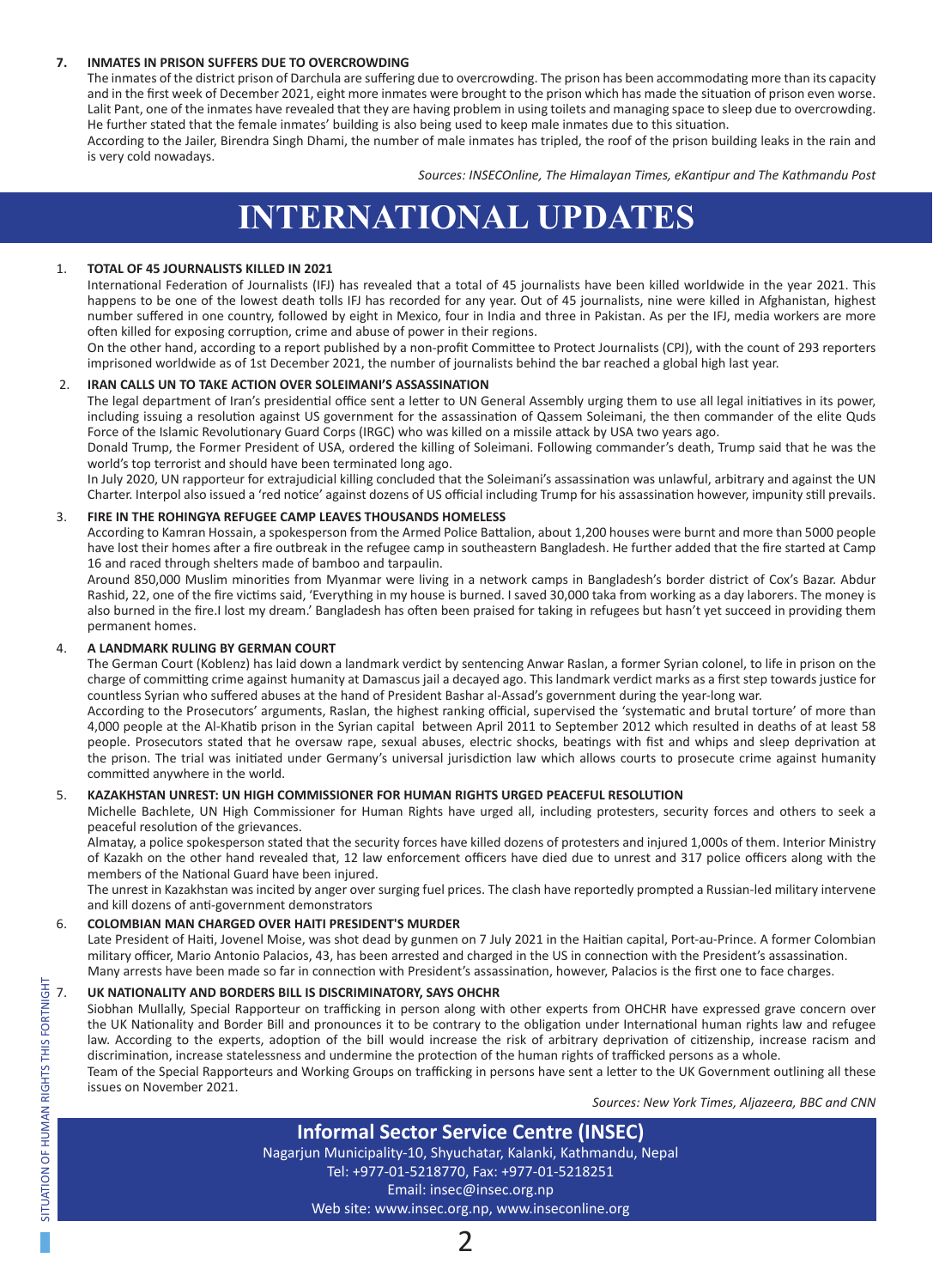7. **INMATES IN PRISON SUFFERS DUE TO OVERCROWDING**

The inmates of the district prison of Darchula are suffering due to overcrowding. The prison has been accommodating more than its capacity and in the first week of December 2021, eight more inmates were brought to the prison which has made the situation of prison even worse. Lalit Pant, one of the inmates have revealed that they are having problem in using toilets and managing space to sleep due to overcrowding. He further stated that the female inmates' building is also being used to keep male inmates due to this situation.

According to the Jailer, Birendra Singh Dhami, the number of male inmates has tripled, the roof of the prison building leaks in the rain and is very cold nowadays.

*Sources: INSECOnline, The Himalayan Times, eKantipur and The Kathmandu Post*

# INTERNATIONAL UPDATES

1. **TOTAL OF 45 JOURNALISTS KILLED IN 2021**

International Federation of Journalists (IFJ) has revealed that a total of 45 journalists have been killed worldwide in the year 2021. This happens to be one of the lowest death tolls IFJ has recorded for any year. Out of 45 journalists, nine were killed in Afghanistan, highest number suffered in one country, followed by eight in Mexico, four in India and three in Pakistan. As per the IFJ, media workers are more often killed for exposing corruption, crime and abuse of power in their regions.

On the other hand, according to a report published by a non-profit Committee to Protect Journalists (CPJ), with the count of 293 reporters imprisoned worldwide as of 1st December 2021, the number of journalists behind the bar reached a global high last year.

2. **IRAN CALLS UN TO TAKE ACTION OVER SOLEIMANI'S ASSASSINATION**

The legal department of Iran's presidential office sent a letter to UN General Assembly urging them to use all legal initiatives in its power, including issuing a resolution against US government for the assassination of Qassem Soleimani, the then commander of the elite Quds Force of the Islamic Revolutionary Guard Corps (IRGC) who was killed on a missile attack by USA two years ago.

Donald Trump, the Former President of USA, ordered the killing of Soleimani. Following commander's death, Trump said that he was the world's top terrorist and should have been terminated long ago.

In July 2020, UN rapporteur for extrajudicial killing concluded that the Soleimani's assassination was unlawful, arbitrary and against the UN Charter. Interpol also issued a 'red notice' against dozens of US official including Trump for his assassination however, impunity still prevails.

3. **FIRE IN THE ROHINGYA REFUGEE CAMP LEAVES THOUSANDS HOMELESS**

According to Kamran Hossain, a spokesperson from the Armed Police Battalion, about 1,200 houses were burnt and more than 5000 people have lost their homes after a fire outbreak in the refugee camp in southeastern Bangladesh. He further added that the fire started at Camp 16 and raced through shelters made of bamboo and tarpaulin.

Around 850,000 Muslim minorities from Myanmar were living in a network camps in Bangladesh's border district of Cox's Bazar. Abdur Rashid, 22, one of the fire victims said, 'Everything in my house is burned. I saved 30,000 taka from working as a day laborers. The money is also burned in the fire.I lost my dream.' Bangladesh has often been praised for taking in refugees but hasn't yet succeed in providing them permanent homes.

4. **A LANDMARK RULING BY GERMAN COURT**

The German Court (Koblenz) has laid down a landmark verdict by sentencing Anwar Raslan, a former Syrian colonel, to life in prison on the charge of committing crime against humanity at Damascus jail a decayed ago. This landmark verdict marks as a first step towards justice for countless Syrian who suffered abuses at the hand of President Bashar al-Assad's government during the year-long war.

According to the Prosecutors' arguments, Raslan, the highest ranking official, supervised the 'systematic and brutal torture' of more than 4,000 people at the Al-Khatib prison in the Syrian capital between April 2011 to September 2012 which resulted in deaths of at least 58 people. Prosecutors stated that he oversaw rape, sexual abuses, electric shocks, beatings with fist and whips and sleep deprivation at the prison. The trial was initiated under Germany's universal jurisdiction law which allows courts to prosecute crime against humanity committed anywhere in the world.

5. **KAZAKHSTAN UNREST: UN HIGH COMMISSIONER FOR HUMAN RIGHTS URGED PEACEFUL RESOLUTION**

Michelle Bachlete, UN High Commissioner for Human Rights have urged all, including protesters, security forces and others to seek a peaceful resolution of the grievances.

Almatay, a police spokesperson stated that the security forces have killed dozens of protesters and injured 1,000s of them. Interior Ministry of Kazakh on the other hand revealed that, 12 law enforcement officers have died due to unrest and 317 police officers along with the members of the National Guard have been injured.

The unrest in Kazakhstan was incited by anger over surging fuel prices. The clash have reportedly prompted a Russian-led military intervene and kill dozens of anti-government demonstrators

6. **COLOMBIAN MAN CHARGED OVER HAITI PRESIDENT'S MURDER**

Late President of Haiti, Jovenel Moise, was shot dead by gunmen on 7 July 2021 in the Haitian capital, Port-au-Prince. A former Colombian military officer, Mario Antonio Palacios, 43, has been arrested and charged in the US in connection with the President's assassination.

Many arrests have been made so far in connection with President's assassination, however, Palacios is the first one to face charges.

7. **UK NATIONALITY AND BORDERS BILL IS DISCRIMINATORY, SAYS OHCHR**

Siobhan Mullally, Special Rapporteur on trafficking in person along with other experts from OHCHR have expressed grave concern over the UK Nationality and Border Bill and pronounces it to be contrary to the obligation under International human rights law and refugee law. According to the experts, adoption of the bill would increase the risk of arbitrary deprivation of citizenship, increase racism and discrimination, increase statelessness and undermine the protection of the human rights of trafficked persons as a whole.

Team of the Special Rapporteurs and Working Groups on trafficking in persons have sent a letter to the UK Government outlining all these issues on November 2021.

*Sources: New York Times, Aljazeera, BBC and CNN*

**Informal Sector Service Centre (INSEC)**

Nagarjun Municipality-10, Shyuchatar, Kalanki, Kathmandu, Nepal

Tel: +977-01-5218770, Fax: +977-01-5218251

Email: insec@insec.org.np

Web site: www.insec.org.np, www.inseconline.org